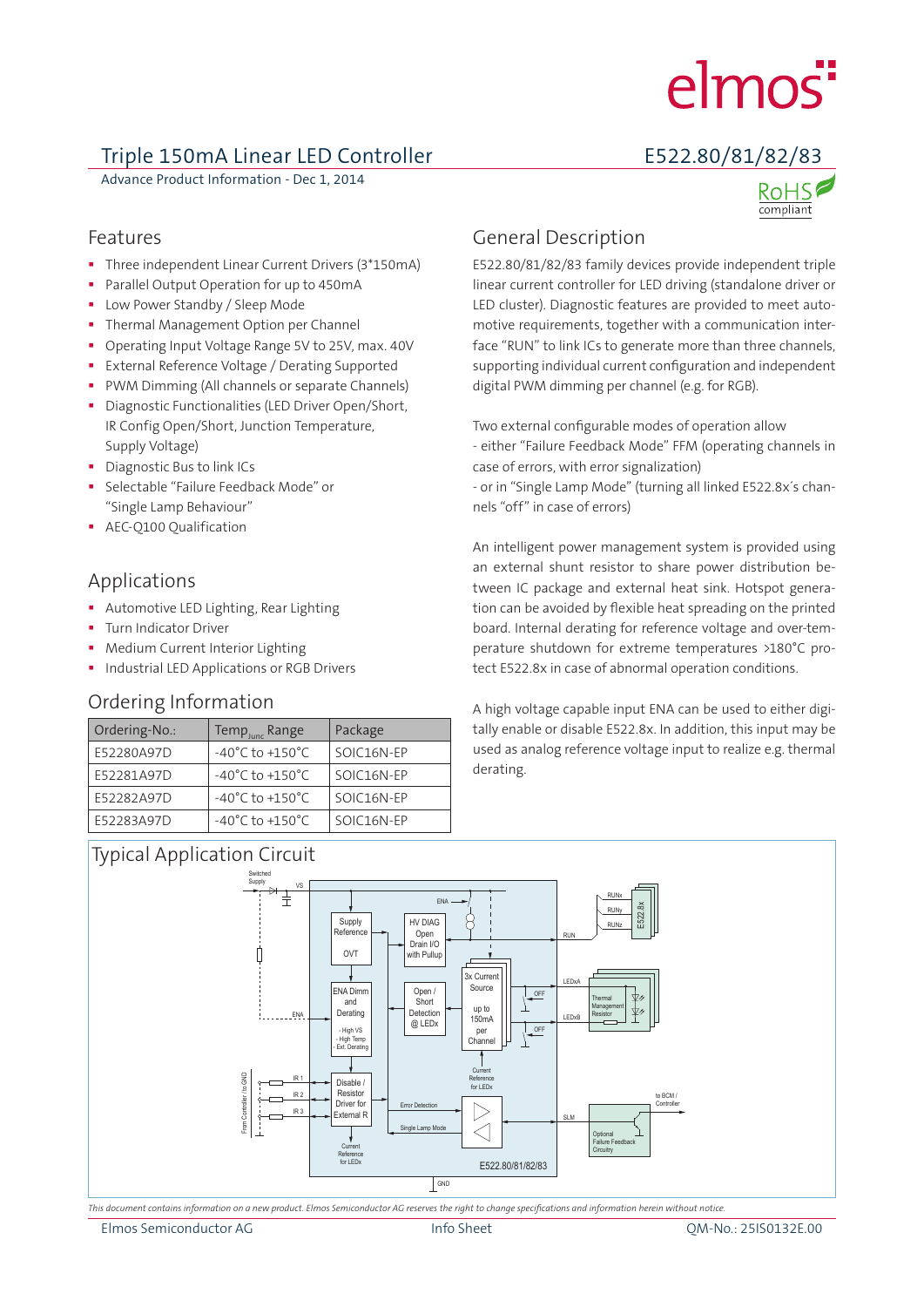# Triple 150mA Linear LED Controller

# E522.80/81/82/83

Advance Product Information - Dec 1, 2014

RoHS compliant

## Features

- Three independent Linear Current Drivers (3*150mA)
- Parallel Output Operation for up to 450mA
- Low Power Standby / Sleep Mode
- Thermal Management Option per Channel
- Operating Input Voltage Range 5V to 25V, max. 40V
- External Reference Voltage / Derating Supported
- PWM Dimming (All channels or separate Channels)
- Diagnostic Functionalities (LED Driver Open/Short, IR Config Open/Short, Junction Temperature, Supply Voltage)
- Diagnostic Bus to link ICs
- Selectable "Failure Feedback Mode" or "Single Lamp Behaviour"
- AEC-Q100 Qualification

## Applications

- Automotive LED Lighting, Rear Lighting
- Turn Indicator Driver
- Medium Current Interior Lighting
- Industrial LED Applications or RGB Drivers

## Ordering Information

| Ordering-No.: | $Temp_{Junc}$ Range | Package |
|---|---|---|
| E52280A97D | -40°C to +150°C | SOIC16N-EP |
| E52281A97D | -40°C to +150°C | SOIC16N-EP |
| E52282A97D | -40°C to +150°C | SOIC16N-EP |
| E52283A97D | -40°C to +150°C | SOIC16N-EP |

## General Description

E522.80/81/82/83 family devices provide independent triple linear current controller for LED driving (standalone driver or LED cluster). Diagnostic features are provided to meet automotive requirements, together with a communication interface "RUN" to link ICs to generate more than three channels, supporting individual current configuration and independent digital PWM dimming per channel (e.g. for RGB).

Two external configurable modes of operation allow
- either "Failure Feedback Mode" FFM (operating channels in case of errors, with error signalization)
- or in "Single Lamp Mode" (turning all linked E522.8x´s channels "off" in case of errors)

An intelligent power management system is provided using an external shunt resistor to share power distribution between IC package and external heat sink. Hotspot generation can be avoided by flexible heat spreading on the printed board. Internal derating for reference voltage and over-temperature shutdown for extreme temperatures >180°C protect E522.8x in case of abnormal operation conditions.

A high voltage capable input ENA can be used to either digitally enable or disable E522.8x. In addition, this input may be used as analog reference voltage input to realize e.g. thermal derating.

## Typical Application Circuit

*This document contains information on a new product. Elmos Semiconductor AG reserves the right to change specifications and information herein without notice.*

Elmos Semiconductor AG — Info Sheet — QM-No.: 25IS0132E.00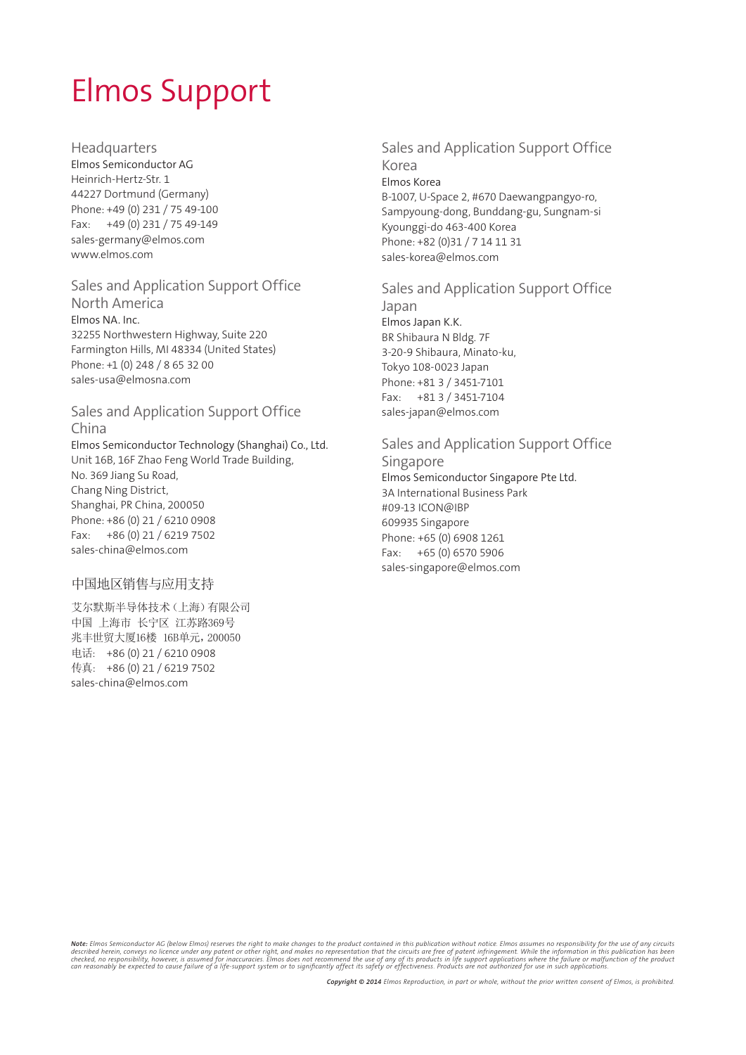# Elmos Support

## Headquarters

Elmos Semiconductor AG
Heinrich-Hertz-Str. 1
44227 Dortmund (Germany)
Phone: +49 (0) 231 / 75 49-100
Fax: +49 (0) 231 / 75 49-149
sales-germany@elmos.com
www.elmos.com

## Sales and Application Support Office North America

Elmos NA. Inc.
32255 Northwestern Highway, Suite 220
Farmington Hills, MI 48334 (United States)
Phone: +1 (0) 248 / 8 65 32 00
sales-usa@elmosna.com

## Sales and Application Support Office China

Elmos Semiconductor Technology (Shanghai) Co., Ltd.
Unit 16B, 16F Zhao Feng World Trade Building,
No. 369 Jiang Su Road,
Chang Ning District,
Shanghai, PR China, 200050
Phone: +86 (0) 21 / 6210 0908
Fax: +86 (0) 21 / 6219 7502
sales-china@elmos.com

## 中国地区销售与应用支持

艾尔默斯半导体技术（上海）有限公司
中国 上海市 长宁区 江苏路369号
兆丰世贸大厦16楼 16B单元，200050
电话: +86 (0) 21 / 6210 0908
传真: +86 (0) 21 / 6219 7502
sales-china@elmos.com

## Sales and Application Support Office Korea

Elmos Korea
B-1007, U-Space 2, #670 Daewangpangyo-ro,
Sampyoung-dong, Bunddang-gu, Sungnam-si
Kyounggi-do 463-400 Korea
Phone: +82 (0)31 / 7 14 11 31
sales-korea@elmos.com

## Sales and Application Support Office Japan

Elmos Japan K.K.
BR Shibaura N Bldg. 7F
3-20-9 Shibaura, Minato-ku,
Tokyo 108-0023 Japan
Phone: +81 3 / 3451-7101
Fax: +81 3 / 3451-7104
sales-japan@elmos.com

## Sales and Application Support Office Singapore

Elmos Semiconductor Singapore Pte Ltd.
3A International Business Park
#09-13 ICON@IBP
609935 Singapore
Phone: +65 (0) 6908 1261
Fax: +65 (0) 6570 5906
sales-singapore@elmos.com

***Note:*** *Elmos Semiconductor AG (below Elmos) reserves the right to make changes to the product contained in this publication without notice. Elmos assumes no responsibility for the use of any circuits described herein, conveys no licence under any patent or other right, and makes no representation that the circuits are free of patent infringement. While the information in this publication has been checked, no responsibility, however, is assumed for inaccuracies. Elmos does not recommend the use of any of its products in life support applications where the failure or malfunction of the product can reasonably be expected to cause failure of a life-support system or to significantly affect its safety or effectiveness. Products are not authorized for use in such applications.*

***Copyright © 2014*** *Elmos Reproduction, in part or whole, without the prior written consent of Elmos, is prohibited.*